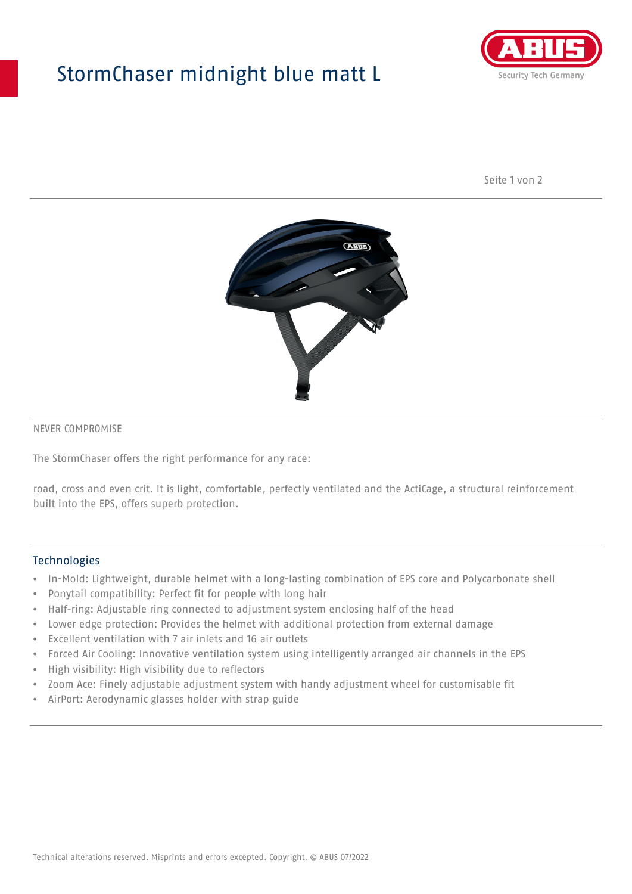# StormChaser midnight blue matt L

NEVER COMPROMISE

The StormChaser offers the right performance for any race:

road, cross and even crit. It is light, comfortable, perfectly ventilated and the ActiCage, a structural reinforcement built into the EPS, offers superb protection.

## Technologies

- In-Mold: Lightweight, durable helmet with a long-lasting combination of EPS core and Polycarbonate shell
- Ponytail compatibility: Perfect fit for people with long hair
- Half-ring: Adjustable ring connected to adjustment system enclosing half of the head
- Lower edge protection: Provides the helmet with additional protection from external damage
- Excellent ventilation with 7 air inlets and 16 air outlets
- Forced Air Cooling: Innovative ventilation system using intelligently arranged air channels in the EPS
- High visibility: High visibility due to reflectors
- Zoom Ace: Finely adjustable adjustment system with handy adjustment wheel for customisable fit
- AirPort: Aerodynamic glasses holder with strap guide

Technical alterations reserved. Misprints and errors excepted. Copyright. © ABUS 07/2022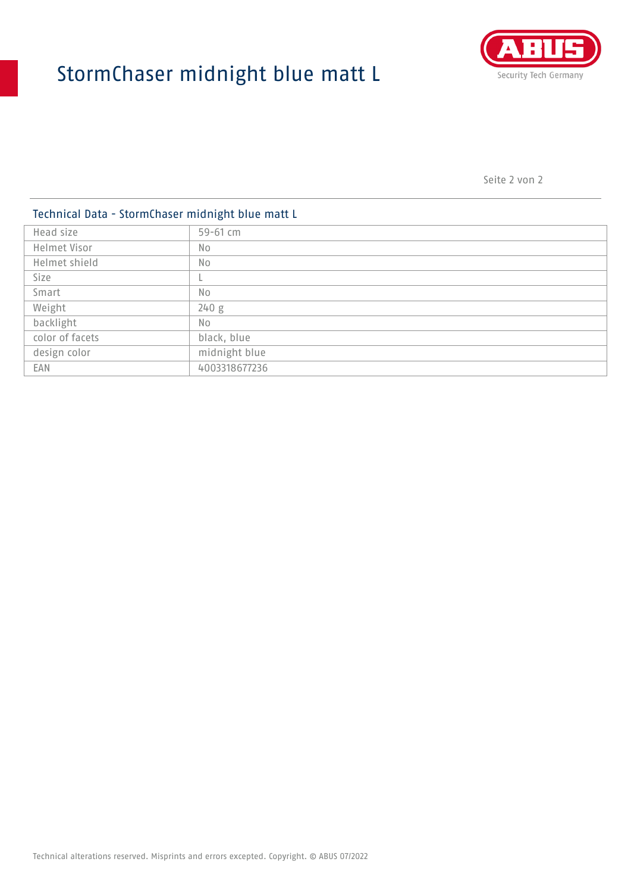# StormChaser midnight blue matt L

## Technical Data - StormChaser midnight blue matt L

| | |
|---|---|
| Head size | 59-61 cm |
| Helmet Visor | No |
| Helmet shield | No |
| Size | L |
| Smart | No |
| Weight | 240 g |
| backlight | No |
| color of facets | black, blue |
| design color | midnight blue |
| EAN | 4003318677236 |

Technical alterations reserved. Misprints and errors excepted. Copyright. © ABUS 07/2022